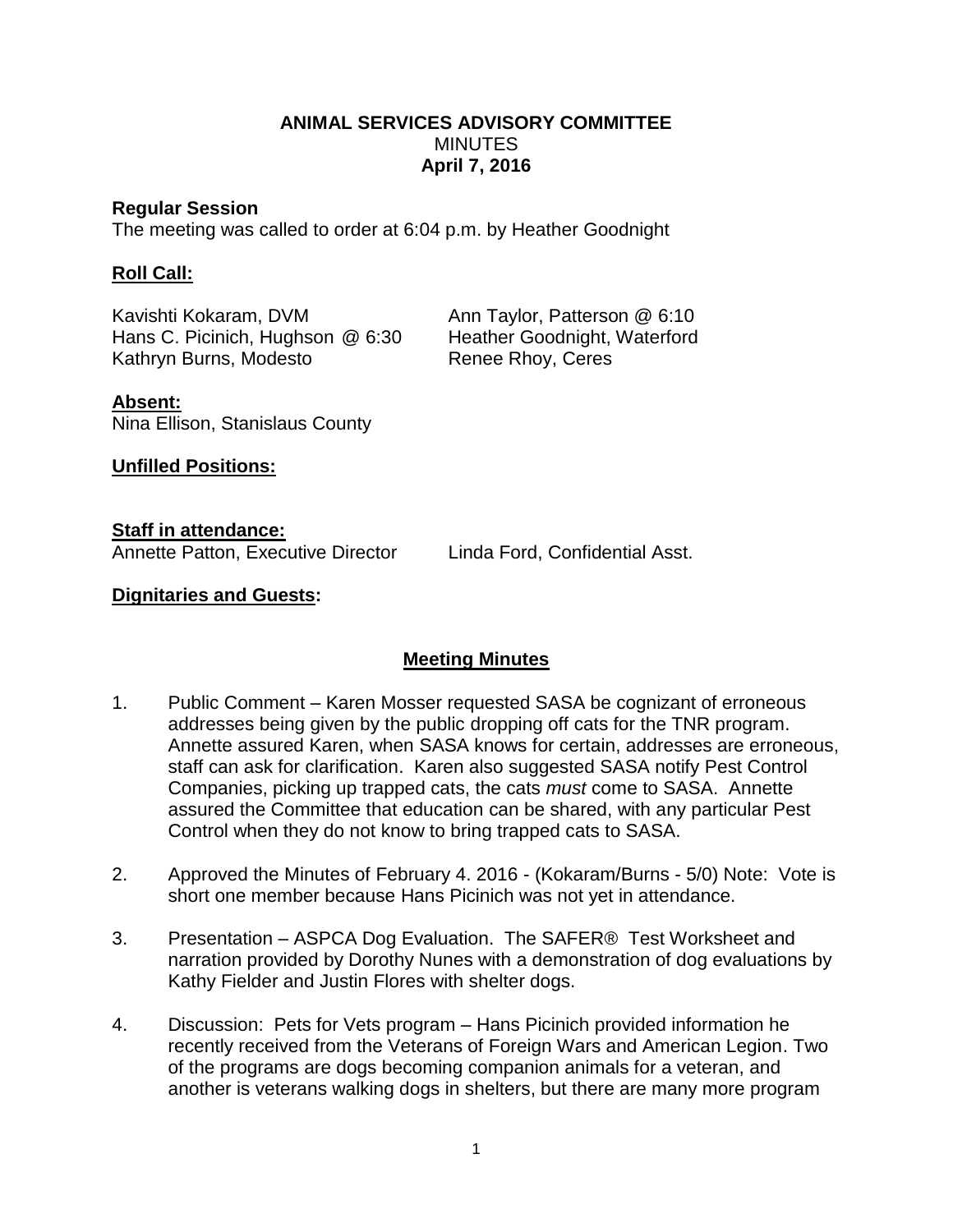**ANIMAL SERVICES ADVISORY COMMITTEE**
MINUTES
**April 7, 2016**

**Regular Session**

The meeting was called to order at 6:04 p.m. by Heather Goodnight

**Roll Call:**

Kavishti Kokaram, DVM
Ann Taylor, Patterson @ 6:10
Hans C. Picinich, Hughson @ 6:30
Heather Goodnight, Waterford
Kathryn Burns, Modesto
Renee Rhoy, Ceres

**Absent:**

Nina Ellison, Stanislaus County

**Unfilled Positions:**

**Staff in attendance:**

Annette Patton, Executive Director
Linda Ford, Confidential Asst.

**Dignitaries and Guests:**

**Meeting Minutes**

1. Public Comment – Karen Mosser requested SASA be cognizant of erroneous addresses being given by the public dropping off cats for the TNR program. Annette assured Karen, when SASA knows for certain, addresses are erroneous, staff can ask for clarification. Karen also suggested SASA notify Pest Control Companies, picking up trapped cats, the cats *must* come to SASA. Annette assured the Committee that education can be shared, with any particular Pest Control when they do not know to bring trapped cats to SASA.

2. Approved the Minutes of February 4. 2016 - (Kokaram/Burns - 5/0) Note: Vote is short one member because Hans Picinich was not yet in attendance.

3. Presentation – ASPCA Dog Evaluation. The SAFER® Test Worksheet and narration provided by Dorothy Nunes with a demonstration of dog evaluations by Kathy Fielder and Justin Flores with shelter dogs.

4. Discussion: Pets for Vets program – Hans Picinich provided information he recently received from the Veterans of Foreign Wars and American Legion. Two of the programs are dogs becoming companion animals for a veteran, and another is veterans walking dogs in shelters, but there are many more program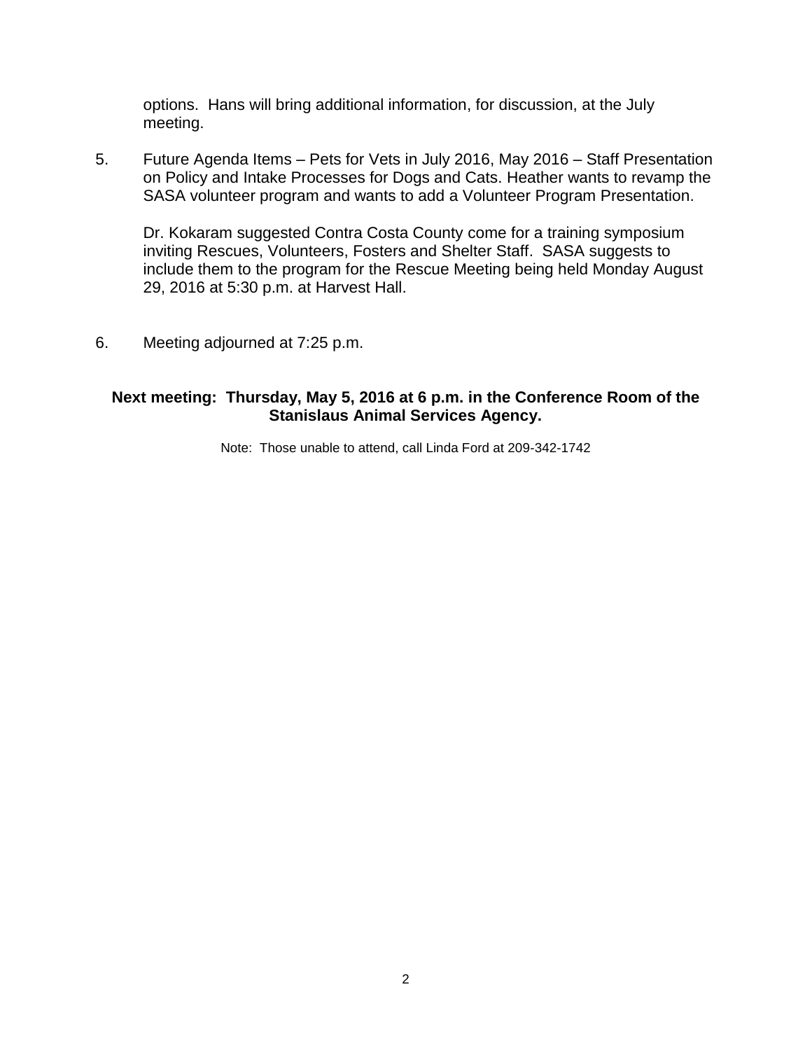options. Hans will bring additional information, for discussion, at the July meeting.

5. Future Agenda Items – Pets for Vets in July 2016, May 2016 – Staff Presentation on Policy and Intake Processes for Dogs and Cats. Heather wants to revamp the SASA volunteer program and wants to add a Volunteer Program Presentation.

   Dr. Kokaram suggested Contra Costa County come for a training symposium inviting Rescues, Volunteers, Fosters and Shelter Staff. SASA suggests to include them to the program for the Rescue Meeting being held Monday August 29, 2016 at 5:30 p.m. at Harvest Hall.

6. Meeting adjourned at 7:25 p.m.

**Next meeting: Thursday, May 5, 2016 at 6 p.m. in the Conference Room of the Stanislaus Animal Services Agency.**

Note: Those unable to attend, call Linda Ford at 209-342-1742